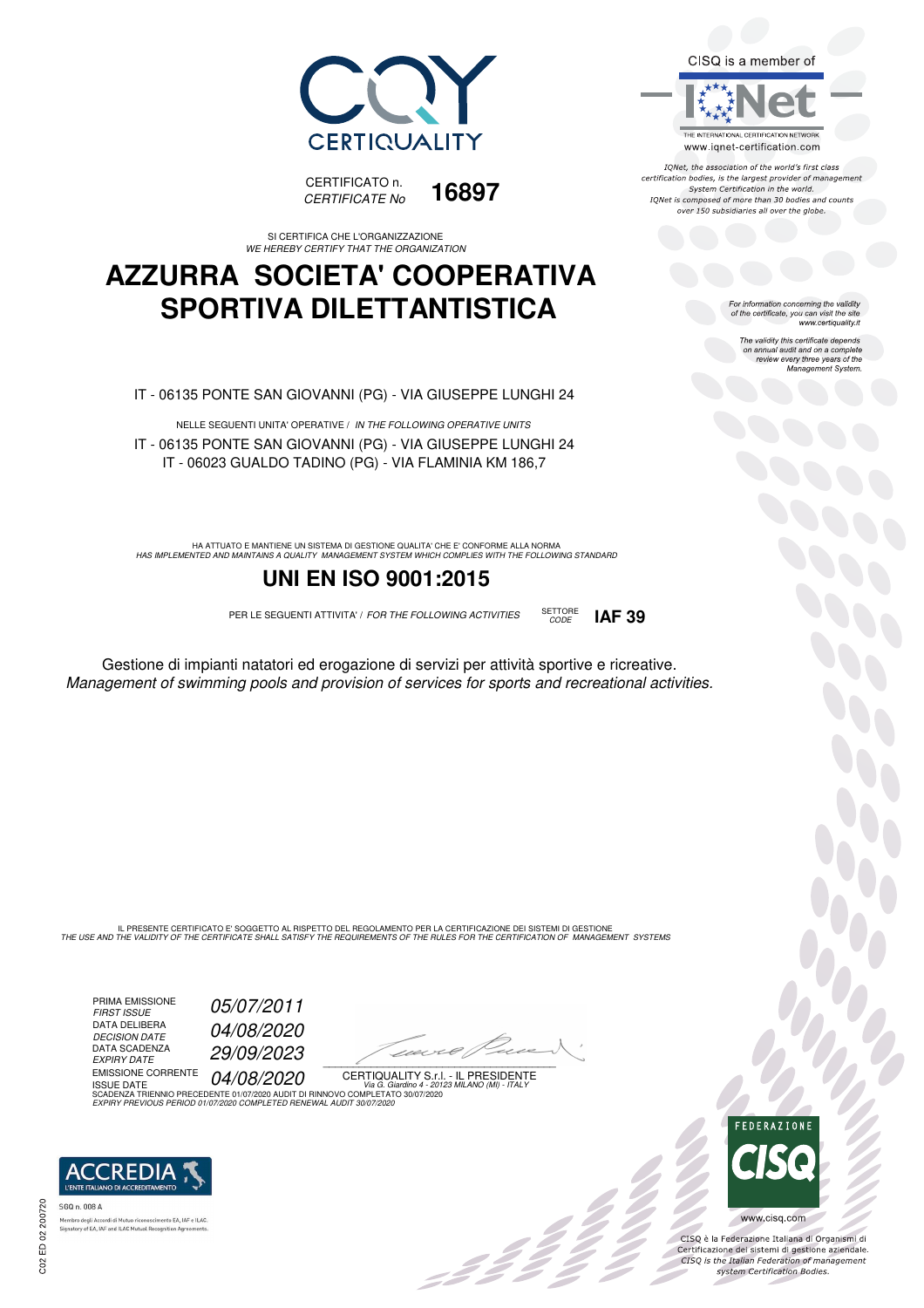CERTIQUALITY

CERTIFICATO n.
*CERTIFICATE No* **16897**

CISQ is a member of

IQNet

THE INTERNATIONAL CERTIFICATION NETWORK
www.iqnet-certification.com

*IQNet, the association of the world's first class certification bodies, is the largest provider of management System Certification in the world. IQNet is composed of more than 30 bodies and counts over 150 subsidiaries all over the globe.*

SI CERTIFICA CHE L'ORGANIZZAZIONE
*WE HEREBY CERTIFY THAT THE ORGANIZATION*

# AZZURRA SOCIETA' COOPERATIVA SPORTIVA DILETTANTISTICA

*For information concerning the validity of the certificate, you can visit the site www.certiquality.it*

*The validity this certificate depends on annual audit and on a complete review every three years of the Management System.*

IT - 06135 PONTE SAN GIOVANNI (PG) - VIA GIUSEPPE LUNGHI 24

NELLE SEGUENTI UNITA' OPERATIVE / *IN THE FOLLOWING OPERATIVE UNITS*

IT - 06135 PONTE SAN GIOVANNI (PG) - VIA GIUSEPPE LUNGHI 24
IT - 06023 GUALDO TADINO (PG) - VIA FLAMINIA KM 186,7

HA ATTUATO E MANTIENE UN SISTEMA DI GESTIONE QUALITA' CHE E' CONFORME ALLA NORMA
*HAS IMPLEMENTED AND MAINTAINS A QUALITY MANAGEMENT SYSTEM WHICH COMPLIES WITH THE FOLLOWING STANDARD*

## UNI EN ISO 9001:2015

PER LE SEGUENTI ATTIVITA' / *FOR THE FOLLOWING ACTIVITIES* SETTORE *CODE* **IAF 39**

Gestione di impianti natatori ed erogazione di servizi per attività sportive e ricreative.
*Management of swimming pools and provision of services for sports and recreational activities.*

IL PRESENTE CERTIFICATO E' SOGGETTO AL RISPETTO DEL REGOLAMENTO PER LA CERTIFICAZIONE DEI SISTEMI DI GESTIONE
*THE USE AND THE VALIDITY OF THE CERTIFICATE SHALL SATISFY THE REQUIREMENTS OF THE RULES FOR THE CERTIFICATION OF MANAGEMENT SYSTEMS*

PRIMA EMISSIONE
*FIRST ISSUE* *05/07/2011*

DATA DELIBERA
*DECISION DATE* *04/08/2020*

DATA SCADENZA
*EXPIRY DATE* *29/09/2023*

EMISSIONE CORRENTE
ISSUE DATE *04/08/2020*

CERTIQUALITY S.r.l. - IL PRESIDENTE
*Via G. Giardino 4 - 20123 MILANO (MI) - ITALY*

SCADENZA TRIENNIO PRECEDENTE 01/07/2020 AUDIT DI RINNOVO COMPLETATO 30/07/2020
*EXPIRY PREVIOUS PERIOD 01/07/2020 COMPLETED RENEWAL AUDIT 30/07/2020*

ACCREDIA
L'ENTE ITALIANO DI ACCREDITAMENTO

SGQ n. 008 A

Membro degli Accordi di Mutuo riconoscimento EA, IAF e ILAC
Signatory of EA, IAF and ILAC Mutual Recognition Agreements

FEDERAZIONE CISQ

www.cisq.com

CISQ è la Federazione Italiana di Organismi di Certificazione dei sistemi di gestione aziendale.
*CISQ is the Italian Federation of management system Certification Bodies.*

C02 ED 02 200720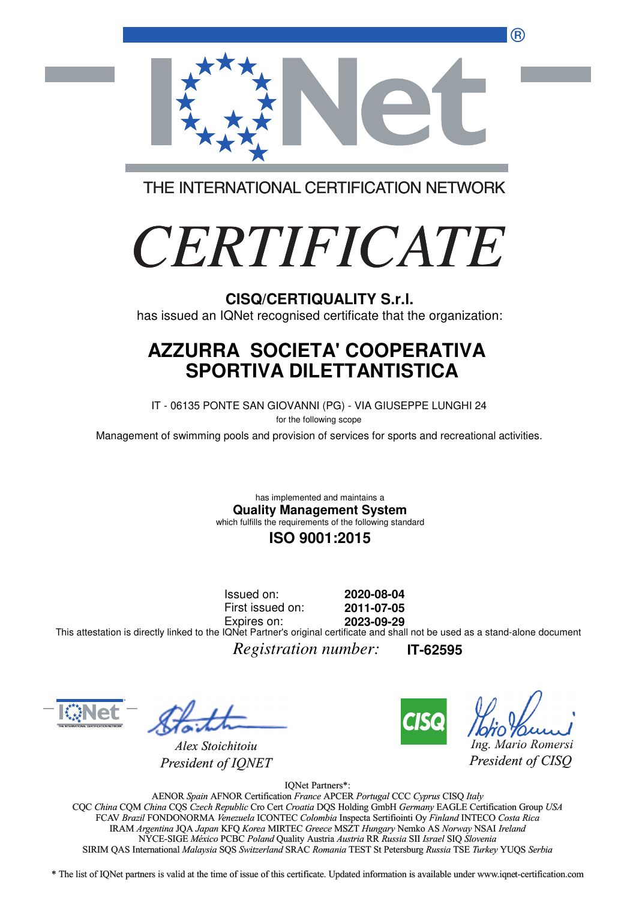THE INTERNATIONAL CERTIFICATION NETWORK

# CERTIFICATE

**CISQ/CERTIQUALITY S.r.l.**

has issued an IQNet recognised certificate that the organization:

## AZZURRA SOCIETA' COOPERATIVA SPORTIVA DILETTANTISTICA

IT - 06135 PONTE SAN GIOVANNI (PG) - VIA GIUSEPPE LUNGHI 24

for the following scope

Management of swimming pools and provision of services for sports and recreational activities.

has implemented and maintains a

**Quality Management System**

which fulfills the requirements of the following standard

**ISO 9001:2015**

Issued on: **2020-08-04**

First issued on: **2011-07-05**

Expires on: **2023-09-29**

This attestation is directly linked to the IQNet Partner's original certificate and shall not be used as a stand-alone document

*Registration number:* **IT-62595**

*Alex Stoichitoiu*
*President of IQNET*

*Ing. Mario Romersi*
*President of CISQ*

IQNet Partners*:

AENOR *Spain* AFNOR Certification *France* APCER *Portugal* CCC *Cyprus* CISQ *Italy*
CQC *China* CQM *China* CQS *Czech Republic* Cro Cert *Croatia* DQS Holding GmbH *Germany* EAGLE Certification Group *USA*
FCAV *Brazil* FONDONORMA *Venezuela* ICONTEC *Colombia* Inspecta Sertifiointi Oy *Finland* INTECO *Costa Rica*
IRAM *Argentina* JQA *Japan* KFQ *Korea* MIRTEC *Greece* MSZT *Hungary* Nemko AS *Norway* NSAI *Ireland*
NYCE-SIGE *México* PCBC *Poland* Quality Austria *Austria* RR *Russia* SII *Israel* SIQ *Slovenia*
SIRIM QAS International *Malaysia* SQS *Switzerland* SRAC *Romania* TEST St Petersburg *Russia* TSE *Turkey* YUQS *Serbia*

* The list of IQNet partners is valid at the time of issue of this certificate. Updated information is available under www.iqnet-certification.com